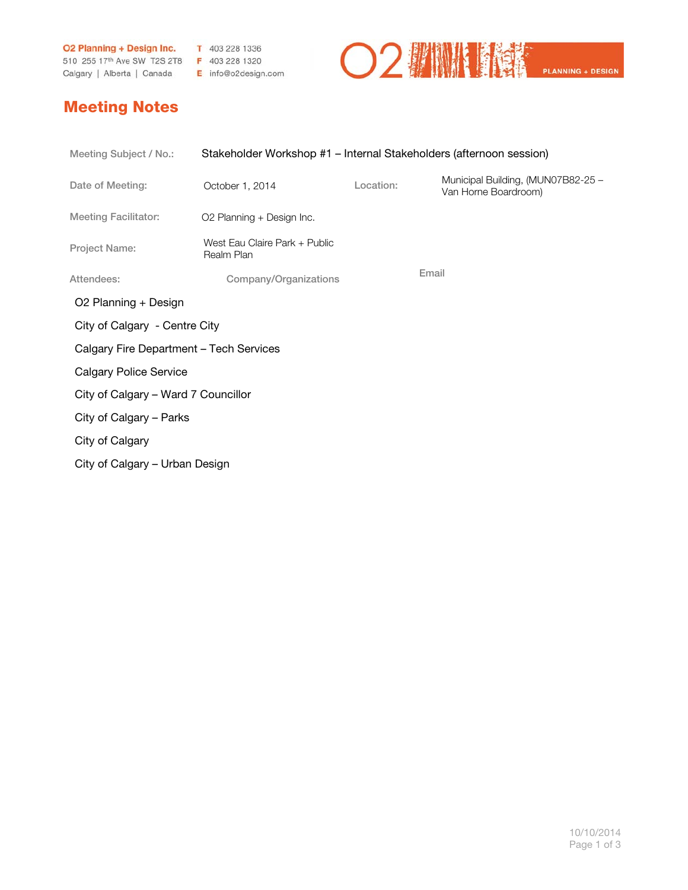O2 Planning + Design Inc.
510 255 17th Ave SW T2S 2T8
Calgary | Alberta | Canada

T 403 228 1336
F 403 228 1320
E info@o2design.com

O2 PLANNING + DESIGN

# Meeting Notes

| | | | |
|---|---|---|---|
| Meeting Subject / No.: | Stakeholder Workshop #1 – Internal Stakeholders (afternoon session) | | |
| Date of Meeting: | October 1, 2014 | Location: | Municipal Building, (MUN07B82-25 – Van Horne Boardroom) |
| Meeting Facilitator: | O2 Planning + Design Inc. | | |
| Project Name: | West Eau Claire Park + Public Realm Plan | | |

| Attendees: | Company/Organizations | Email |
|---|---|---|
| | O2 Planning + Design | |
| | City of Calgary - Centre City | |
| | Calgary Fire Department – Tech Services | |
| | Calgary Police Service | |
| | City of Calgary – Ward 7 Councillor | |
| | City of Calgary – Parks | |
| | City of Calgary | |
| | City of Calgary – Urban Design | |

10/10/2014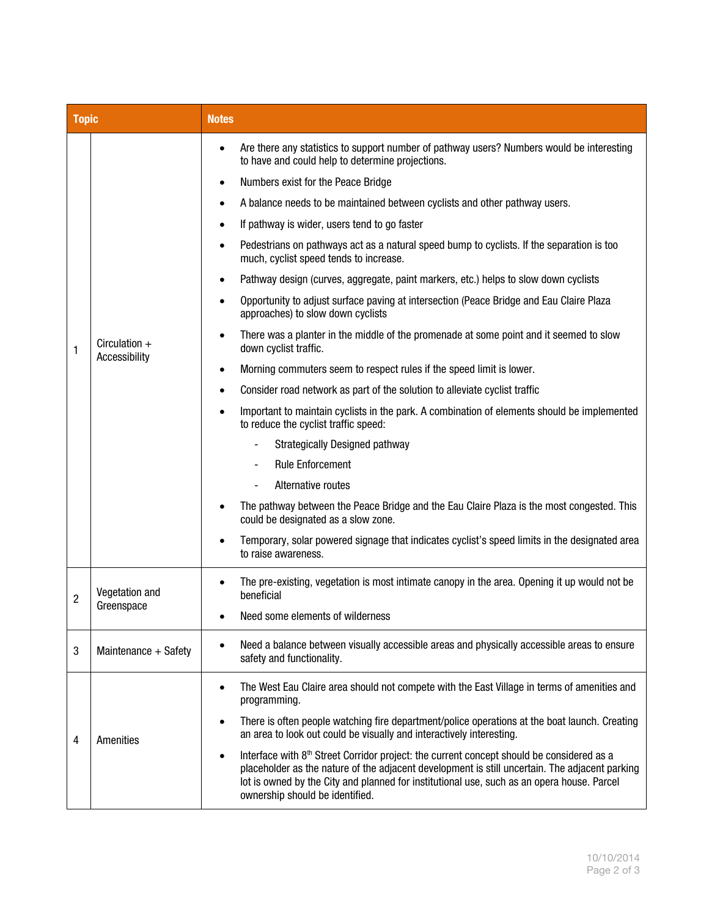| Topic | | Notes |
|---|---|---|
| 1 | Circulation + Accessibility | • Are there any statistics to support number of pathway users? Numbers would be interesting to have and could help to determine projections.<br>• Numbers exist for the Peace Bridge<br>• A balance needs to be maintained between cyclists and other pathway users.<br>• If pathway is wider, users tend to go faster<br>• Pedestrians on pathways act as a natural speed bump to cyclists. If the separation is too much, cyclist speed tends to increase.<br>• Pathway design (curves, aggregate, paint markers, etc.) helps to slow down cyclists<br>• Opportunity to adjust surface paving at intersection (Peace Bridge and Eau Claire Plaza approaches) to slow down cyclists<br>• There was a planter in the middle of the promenade at some point and it seemed to slow down cyclist traffic.<br>• Morning commuters seem to respect rules if the speed limit is lower.<br>• Consider road network as part of the solution to alleviate cyclist traffic<br>• Important to maintain cyclists in the park. A combination of elements should be implemented to reduce the cyclist traffic speed:<br>  - Strategically Designed pathway<br>  - Rule Enforcement<br>  - Alternative routes<br>• The pathway between the Peace Bridge and the Eau Claire Plaza is the most congested. This could be designated as a slow zone.<br>• Temporary, solar powered signage that indicates cyclist's speed limits in the designated area to raise awareness. |
| 2 | Vegetation and Greenspace | • The pre-existing, vegetation is most intimate canopy in the area. Opening it up would not be beneficial<br>• Need some elements of wilderness |
| 3 | Maintenance + Safety | • Need a balance between visually accessible areas and physically accessible areas to ensure safety and functionality. |
| 4 | Amenities | • The West Eau Claire area should not compete with the East Village in terms of amenities and programming.<br>• There is often people watching fire department/police operations at the boat launch. Creating an area to look out could be visually and interactively interesting.<br>• Interface with 8th Street Corridor project: the current concept should be considered as a placeholder as the nature of the adjacent development is still uncertain. The adjacent parking lot is owned by the City and planned for institutional use, such as an opera house. Parcel ownership should be identified. |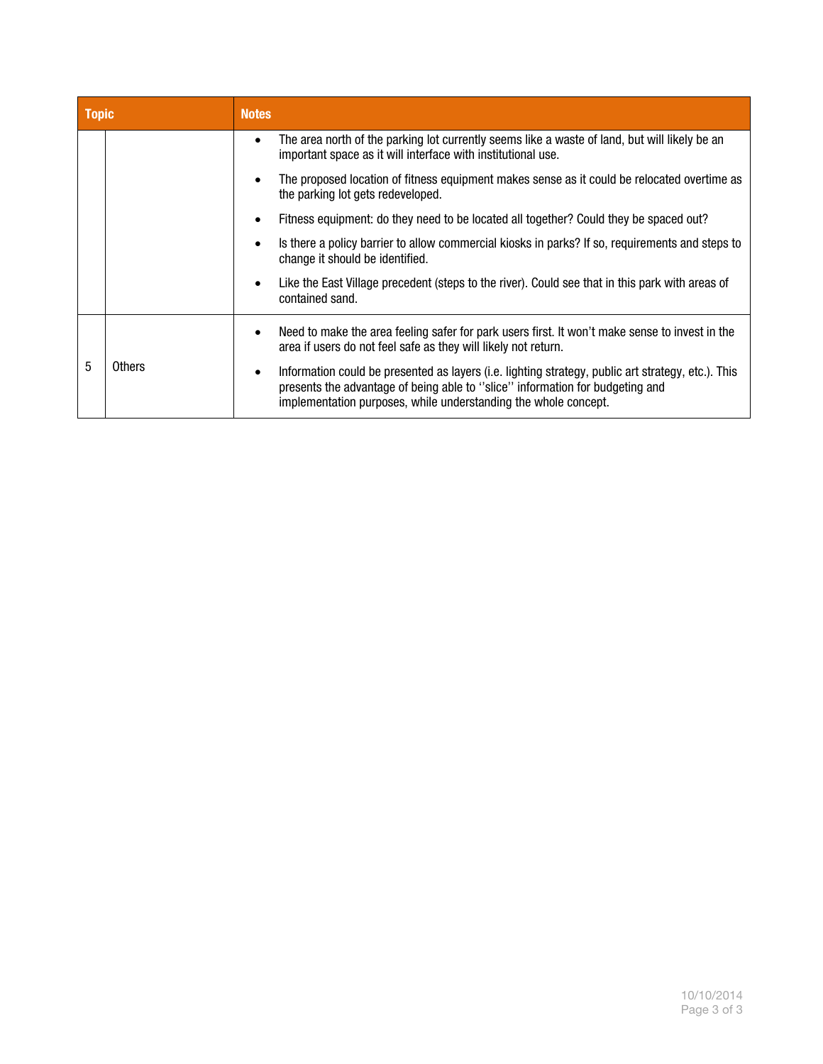| Topic | | Notes |
| --- | --- | --- |
| | | • The area north of the parking lot currently seems like a waste of land, but will likely be an important space as it will interface with institutional use.<br>• The proposed location of fitness equipment makes sense as it could be relocated overtime as the parking lot gets redeveloped.<br>• Fitness equipment: do they need to be located all together? Could they be spaced out?<br>• Is there a policy barrier to allow commercial kiosks in parks? If so, requirements and steps to change it should be identified.<br>• Like the East Village precedent (steps to the river). Could see that in this park with areas of contained sand. |
| 5 | Others | • Need to make the area feeling safer for park users first. It won't make sense to invest in the area if users do not feel safe as they will likely not return.<br>• Information could be presented as layers (i.e. lighting strategy, public art strategy, etc.). This presents the advantage of being able to ''slice'' information for budgeting and implementation purposes, while understanding the whole concept. |

10/10/2014